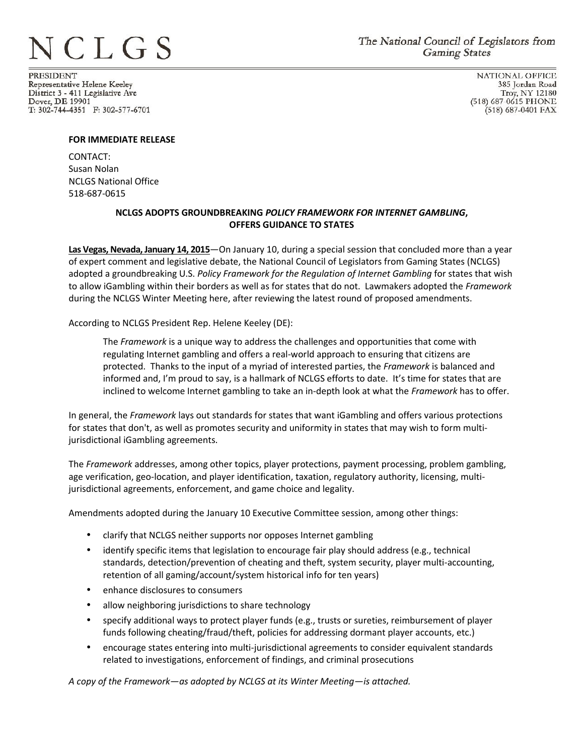# NCLGS

The National Council of Legislators from Gaming States

PRESIDENT
Representative Helene Keeley
District 3 - 411 Legislative Ave
Dover, DE 19901
T: 302-744-4351 F: 302-577-6701

NATIONAL OFFICE
385 Jordan Road
Troy, NY 12180
(518) 687 0615 PHONE
(518) 687-0401 FAX

**FOR IMMEDIATE RELEASE**

CONTACT:
Susan Nolan
NCLGS National Office
518-687-0615

**NCLGS ADOPTS GROUNDBREAKING *POLICY FRAMEWORK FOR INTERNET GAMBLING*, OFFERS GUIDANCE TO STATES**

**Las Vegas, Nevada, January 14, 2015**—On January 10, during a special session that concluded more than a year of expert comment and legislative debate, the National Council of Legislators from Gaming States (NCLGS) adopted a groundbreaking U.S. *Policy Framework for the Regulation of Internet Gambling* for states that wish to allow iGambling within their borders as well as for states that do not. Lawmakers adopted the *Framework* during the NCLGS Winter Meeting here, after reviewing the latest round of proposed amendments.

According to NCLGS President Rep. Helene Keeley (DE):

> The *Framework* is a unique way to address the challenges and opportunities that come with regulating Internet gambling and offers a real-world approach to ensuring that citizens are protected. Thanks to the input of a myriad of interested parties, the *Framework* is balanced and informed and, I'm proud to say, is a hallmark of NCLGS efforts to date. It's time for states that are inclined to welcome Internet gambling to take an in-depth look at what the *Framework* has to offer.

In general, the *Framework* lays out standards for states that want iGambling and offers various protections for states that don't, as well as promotes security and uniformity in states that may wish to form multi-jurisdictional iGambling agreements.

The *Framework* addresses, among other topics, player protections, payment processing, problem gambling, age verification, geo-location, and player identification, taxation, regulatory authority, licensing, multi-jurisdictional agreements, enforcement, and game choice and legality.

Amendments adopted during the January 10 Executive Committee session, among other things:

- clarify that NCLGS neither supports nor opposes Internet gambling
- identify specific items that legislation to encourage fair play should address (e.g., technical standards, detection/prevention of cheating and theft, system security, player multi-accounting, retention of all gaming/account/system historical info for ten years)
- enhance disclosures to consumers
- allow neighboring jurisdictions to share technology
- specify additional ways to protect player funds (e.g., trusts or sureties, reimbursement of player funds following cheating/fraud/theft, policies for addressing dormant player accounts, etc.)
- encourage states entering into multi-jurisdictional agreements to consider equivalent standards related to investigations, enforcement of findings, and criminal prosecutions

*A copy of the Framework—as adopted by NCLGS at its Winter Meeting—is attached.*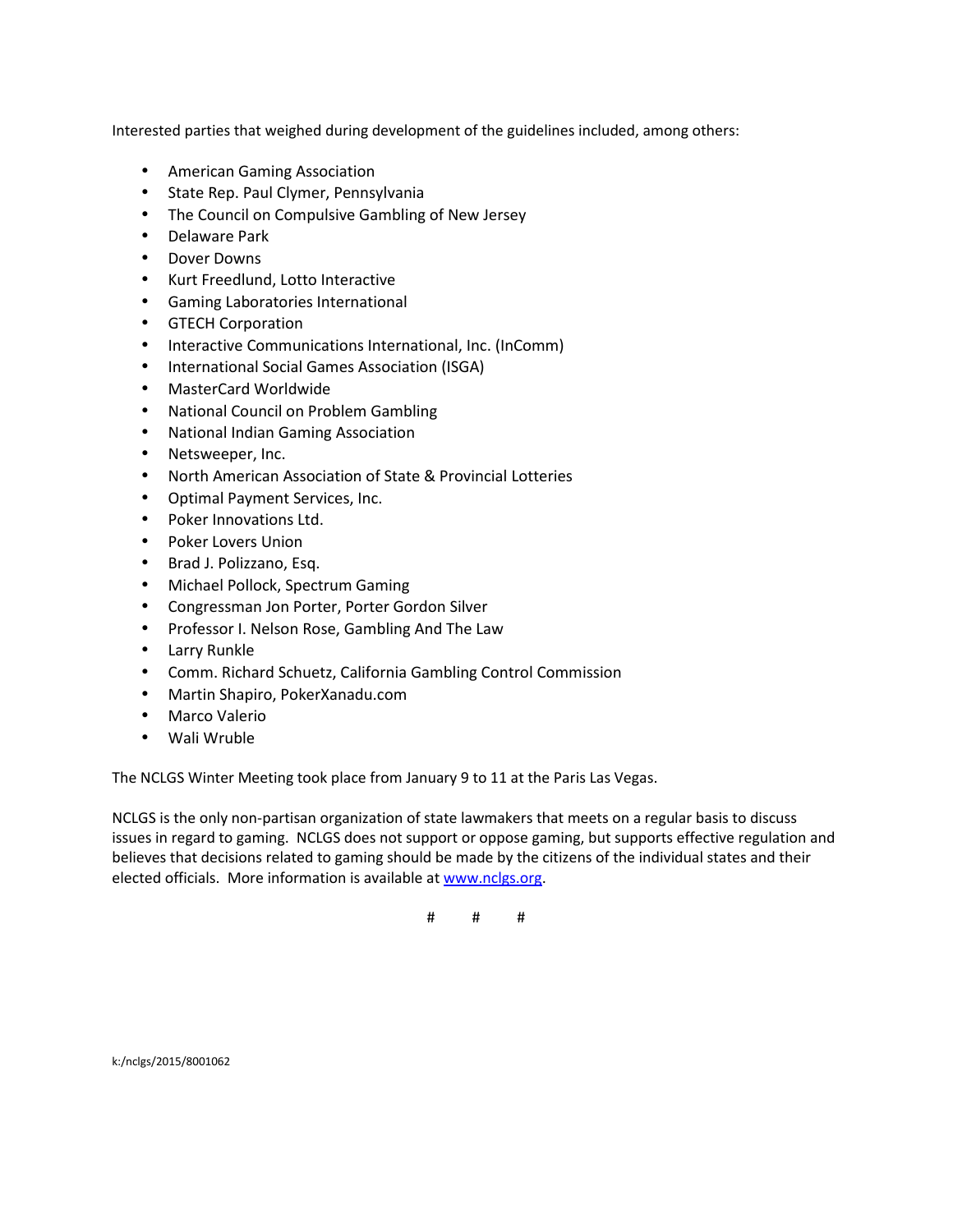Interested parties that weighed during development of the guidelines included, among others:

- American Gaming Association
- State Rep. Paul Clymer, Pennsylvania
- The Council on Compulsive Gambling of New Jersey
- Delaware Park
- Dover Downs
- Kurt Freedlund, Lotto Interactive
- Gaming Laboratories International
- GTECH Corporation
- Interactive Communications International, Inc. (InComm)
- International Social Games Association (ISGA)
- MasterCard Worldwide
- National Council on Problem Gambling
- National Indian Gaming Association
- Netsweeper, Inc.
- North American Association of State & Provincial Lotteries
- Optimal Payment Services, Inc.
- Poker Innovations Ltd.
- Poker Lovers Union
- Brad J. Polizzano, Esq.
- Michael Pollock, Spectrum Gaming
- Congressman Jon Porter, Porter Gordon Silver
- Professor I. Nelson Rose, Gambling And The Law
- Larry Runkle
- Comm. Richard Schuetz, California Gambling Control Commission
- Martin Shapiro, PokerXanadu.com
- Marco Valerio
- Wali Wruble

The NCLGS Winter Meeting took place from January 9 to 11 at the Paris Las Vegas.

NCLGS is the only non-partisan organization of state lawmakers that meets on a regular basis to discuss issues in regard to gaming. NCLGS does not support or oppose gaming, but supports effective regulation and believes that decisions related to gaming should be made by the citizens of the individual states and their elected officials. More information is available at www.nclgs.org.

# # #

k:/nclgs/2015/8001062